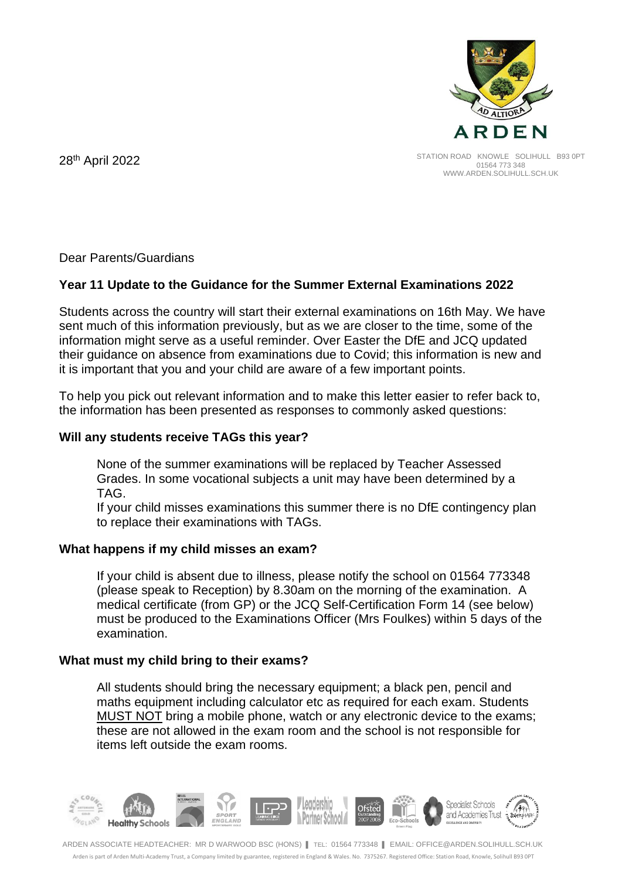28th April 2022

STATION ROAD KNOWLE SOLIHULL B93 0PT
01564 773 348
WWW.ARDEN.SOLIHULL.SCH.UK

Dear Parents/Guardians

**Year 11 Update to the Guidance for the Summer External Examinations 2022**

Students across the country will start their external examinations on 16th May. We have sent much of this information previously, but as we are closer to the time, some of the information might serve as a useful reminder. Over Easter the DfE and JCQ updated their guidance on absence from examinations due to Covid; this information is new and it is important that you and your child are aware of a few important points.

To help you pick out relevant information and to make this letter easier to refer back to, the information has been presented as responses to commonly asked questions:

**Will any students receive TAGs this year?**

None of the summer examinations will be replaced by Teacher Assessed Grades. In some vocational subjects a unit may have been determined by a TAG.

If your child misses examinations this summer there is no DfE contingency plan to replace their examinations with TAGs.

**What happens if my child misses an exam?**

If your child is absent due to illness, please notify the school on 01564 773348 (please speak to Reception) by 8.30am on the morning of the examination. A medical certificate (from GP) or the JCQ Self-Certification Form 14 (see below) must be produced to the Examinations Officer (Mrs Foulkes) within 5 days of the examination.

**What must my child bring to their exams?**

All students should bring the necessary equipment; a black pen, pencil and maths equipment including calculator etc as required for each exam. Students MUST NOT bring a mobile phone, watch or any electronic device to the exams; these are not allowed in the exam room and the school is not responsible for items left outside the exam rooms.

ARDEN ASSOCIATE HEADTEACHER: MR D WARWOOD BSC (HONS) | TEL: 01564 773348 | EMAIL: OFFICE@ARDEN.SOLIHULL.SCH.UK

Arden is part of Arden Multi-Academy Trust, a Company limited by guarantee, registered in England & Wales. No. 7375267. Registered Office: Station Road, Knowle, Solihull B93 0PT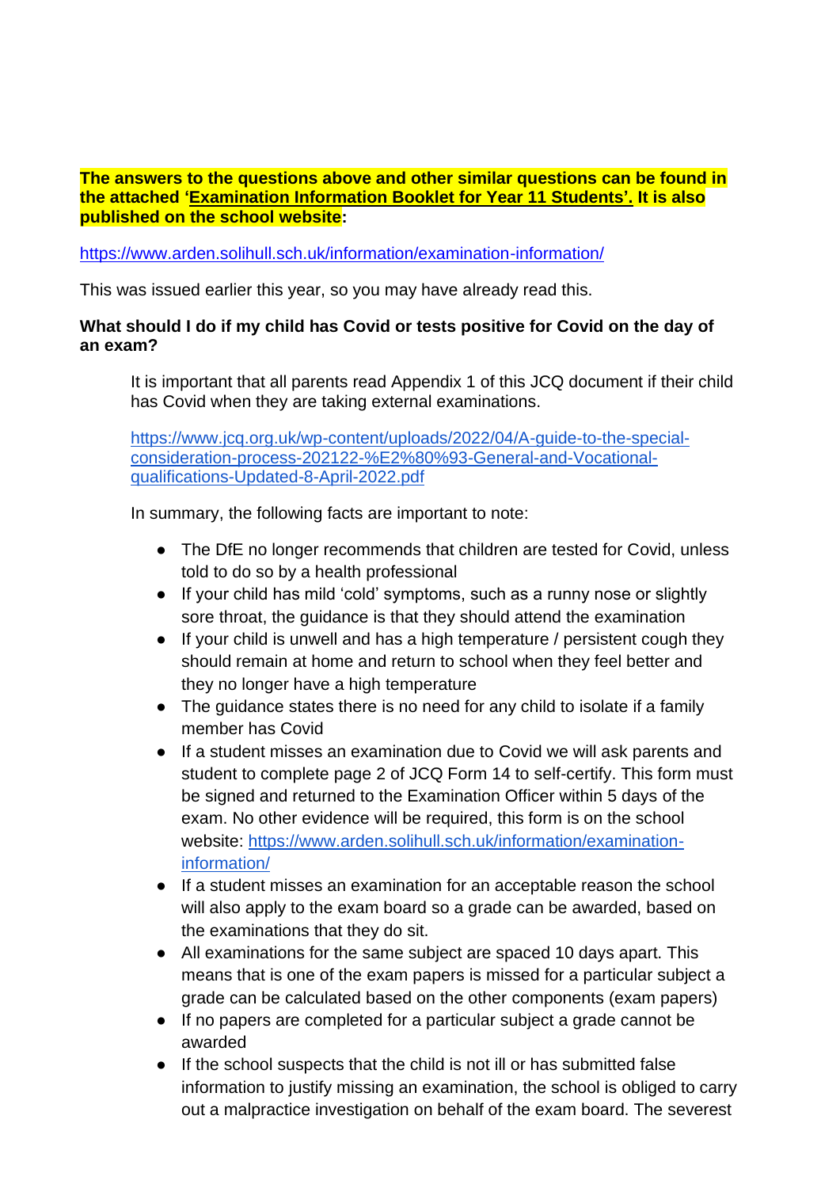**The answers to the questions above and other similar questions can be found in the attached '<u>Examination Information Booklet for Year 11 Students'.</u> It is also published on the school website:**

https://www.arden.solihull.sch.uk/information/examination-information/

This was issued earlier this year, so you may have already read this.

**What should I do if my child has Covid or tests positive for Covid on the day of an exam?**

It is important that all parents read Appendix 1 of this JCQ document if their child has Covid when they are taking external examinations.

https://www.jcq.org.uk/wp-content/uploads/2022/04/A-guide-to-the-special-consideration-process-202122-%E2%80%93-General-and-Vocational-qualifications-Updated-8-April-2022.pdf

In summary, the following facts are important to note:

- The DfE no longer recommends that children are tested for Covid, unless told to do so by a health professional
- If your child has mild 'cold' symptoms, such as a runny nose or slightly sore throat, the guidance is that they should attend the examination
- If your child is unwell and has a high temperature / persistent cough they should remain at home and return to school when they feel better and they no longer have a high temperature
- The guidance states there is no need for any child to isolate if a family member has Covid
- If a student misses an examination due to Covid we will ask parents and student to complete page 2 of JCQ Form 14 to self-certify. This form must be signed and returned to the Examination Officer within 5 days of the exam. No other evidence will be required, this form is on the school website: https://www.arden.solihull.sch.uk/information/examination-information/
- If a student misses an examination for an acceptable reason the school will also apply to the exam board so a grade can be awarded, based on the examinations that they do sit.
- All examinations for the same subject are spaced 10 days apart. This means that is one of the exam papers is missed for a particular subject a grade can be calculated based on the other components (exam papers)
- If no papers are completed for a particular subject a grade cannot be awarded
- If the school suspects that the child is not ill or has submitted false information to justify missing an examination, the school is obliged to carry out a malpractice investigation on behalf of the exam board. The severest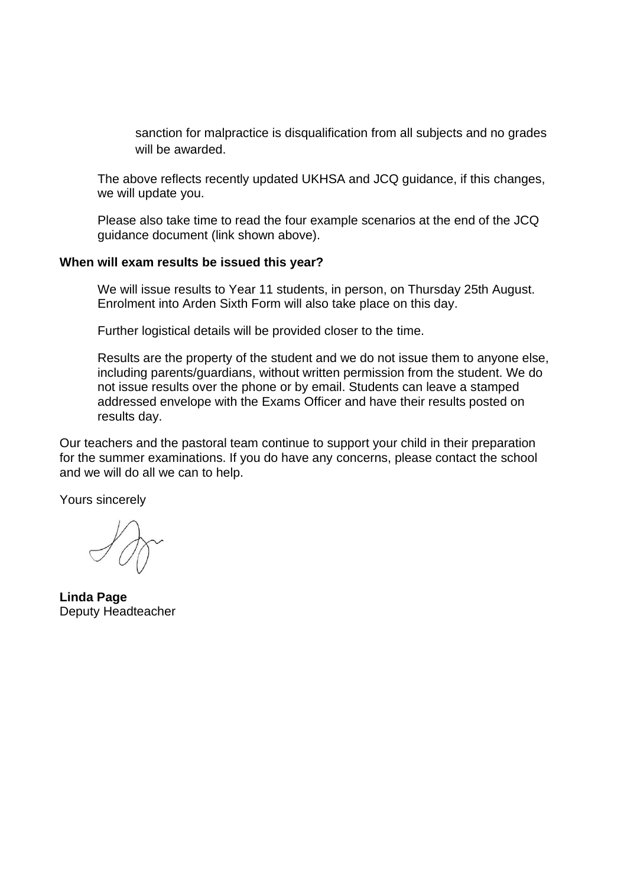sanction for malpractice is disqualification from all subjects and no grades will be awarded.

The above reflects recently updated UKHSA and JCQ guidance, if this changes, we will update you.

Please also take time to read the four example scenarios at the end of the JCQ guidance document (link shown above).

**When will exam results be issued this year?**

We will issue results to Year 11 students, in person, on Thursday 25th August. Enrolment into Arden Sixth Form will also take place on this day.

Further logistical details will be provided closer to the time.

Results are the property of the student and we do not issue them to anyone else, including parents/guardians, without written permission from the student. We do not issue results over the phone or by email. Students can leave a stamped addressed envelope with the Exams Officer and have their results posted on results day.

Our teachers and the pastoral team continue to support your child in their preparation for the summer examinations. If you do have any concerns, please contact the school and we will do all we can to help.

Yours sincerely

**Linda Page**
Deputy Headteacher